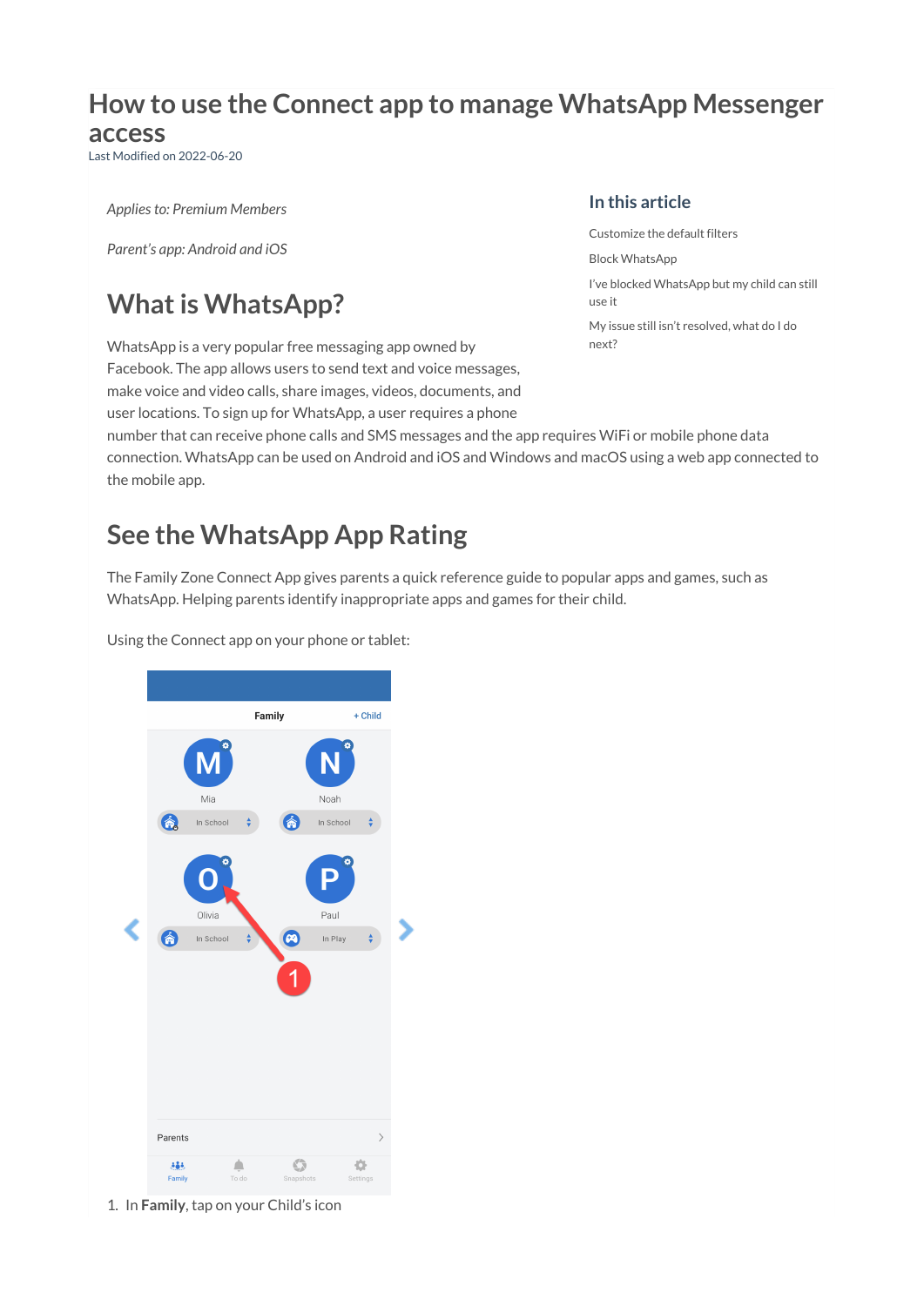# How to use the Connect app to manage WhatsApp Messenger access

Last Modified on 2022-06-20

*Applies to: Premium Members*

*Parent's app: Android and iOS*

## In this article

- Customize the default filters
- Block WhatsApp
- I've blocked WhatsApp but my child can still use it
- My issue still isn't resolved, what do I do next?

## What is WhatsApp?

WhatsApp is a very popular free messaging app owned by Facebook. The app allows users to send text and voice messages, make voice and video calls, share images, videos, documents, and user locations. To sign up for WhatsApp, a user requires a phone number that can receive phone calls and SMS messages and the app requires WiFi or mobile phone data connection. WhatsApp can be used on Android and iOS and Windows and macOS using a web app connected to the mobile app.

## See the WhatsApp App Rating

The Family Zone Connect App gives parents a quick reference guide to popular apps and games, such as WhatsApp. Helping parents identify inappropriate apps and games for their child.

Using the Connect app on your phone or tablet:

1. In **Family**, tap on your Child's icon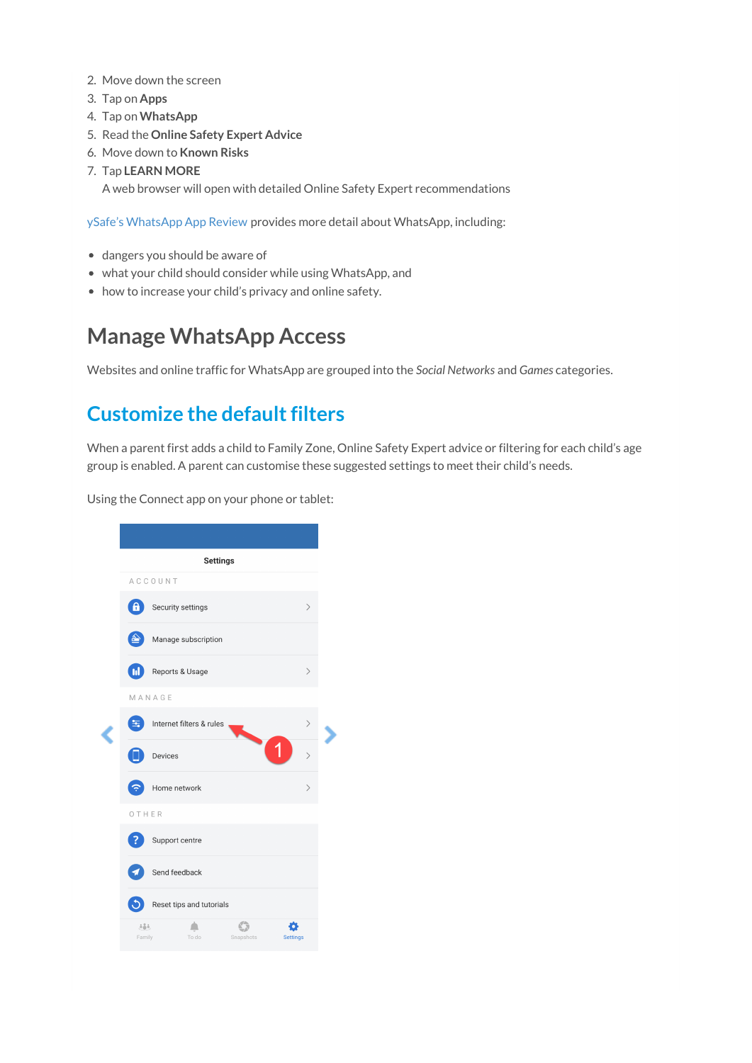2. Move down the screen
3. Tap on **Apps**
4. Tap on **WhatsApp**
5. Read the **Online Safety Expert Advice**
6. Move down to **Known Risks**
7. Tap **LEARN MORE**
   A web browser will open with detailed Online Safety Expert recommendations

ySafe's WhatsApp App Review provides more detail about WhatsApp, including:

- dangers you should be aware of
- what your child should consider while using WhatsApp, and
- how to increase your child's privacy and online safety.

# Manage WhatsApp Access

Websites and online traffic for WhatsApp are grouped into the *Social Networks* and *Games* categories.

## Customize the default filters

When a parent first adds a child to Family Zone, Online Safety Expert advice or filtering for each child's age group is enabled. A parent can customise these suggested settings to meet their child's needs.

Using the Connect app on your phone or tablet: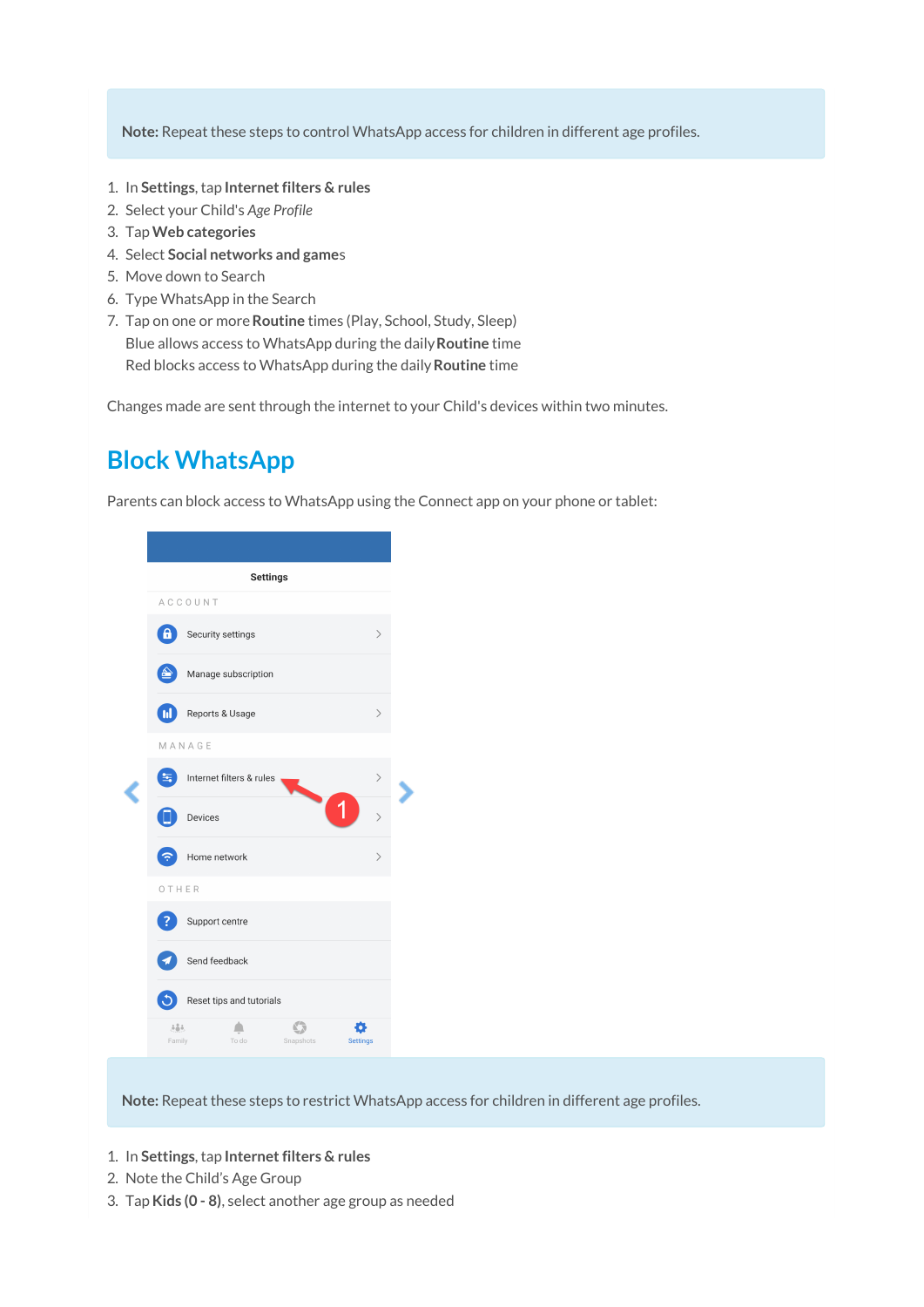**Note:** Repeat these steps to control WhatsApp access for children in different age profiles.

1. In **Settings**, tap **Internet filters & rules**
2. Select your Child's *Age Profile*
3. Tap **Web categories**
4. Select **Social networks and game**s
5. Move down to Search
6. Type WhatsApp in the Search
7. Tap on one or more **Routine** times (Play, School, Study, Sleep)
   Blue allows access to WhatsApp during the daily **Routine** time
   Red blocks access to WhatsApp during the daily **Routine** time

Changes made are sent through the internet to your Child's devices within two minutes.

# Block WhatsApp

Parents can block access to WhatsApp using the Connect app on your phone or tablet:

**Note:** Repeat these steps to restrict WhatsApp access for children in different age profiles.

1. In **Settings**, tap **Internet filters & rules**
2. Note the Child's Age Group
3. Tap **Kids (0 - 8)**, select another age group as needed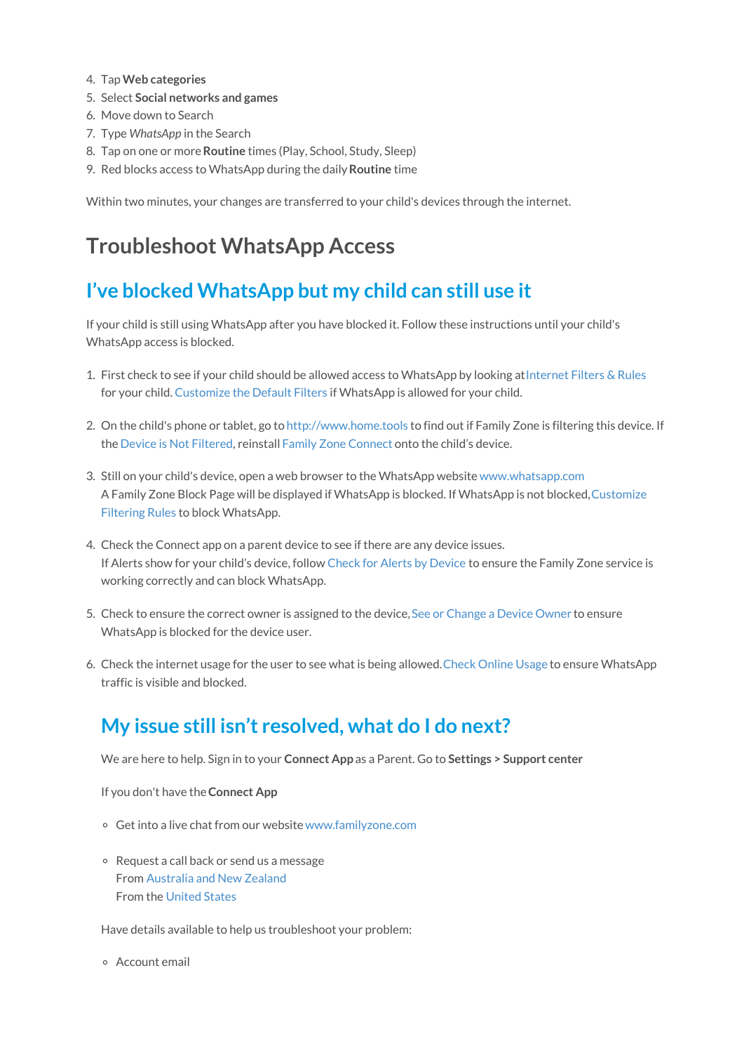4. Tap **Web categories**
5. Select **Social networks and games**
6. Move down to Search
7. Type *WhatsApp* in the Search
8. Tap on one or more **Routine** times (Play, School, Study, Sleep)
9. Red blocks access to WhatsApp during the daily **Routine** time

Within two minutes, your changes are transferred to your child's devices through the internet.

# Troubleshoot WhatsApp Access

## I've blocked WhatsApp but my child can still use it

If your child is still using WhatsApp after you have blocked it. Follow these instructions until your child's WhatsApp access is blocked.

1. First check to see if your child should be allowed access to WhatsApp by looking at Internet Filters & Rules for your child. Customize the Default Filters if WhatsApp is allowed for your child.

2. On the child's phone or tablet, go to http://www.home.tools to find out if Family Zone is filtering this device. If the Device is Not Filtered, reinstall Family Zone Connect onto the child's device.

3. Still on your child's device, open a web browser to the WhatsApp website www.whatsapp.com
   A Family Zone Block Page will be displayed if WhatsApp is blocked. If WhatsApp is not blocked, Customize Filtering Rules to block WhatsApp.

4. Check the Connect app on a parent device to see if there are any device issues.
   If Alerts show for your child's device, follow Check for Alerts by Device to ensure the Family Zone service is working correctly and can block WhatsApp.

5. Check to ensure the correct owner is assigned to the device, See or Change a Device Owner to ensure WhatsApp is blocked for the device user.

6. Check the internet usage for the user to see what is being allowed. Check Online Usage to ensure WhatsApp traffic is visible and blocked.

## My issue still isn't resolved, what do I do next?

We are here to help. Sign in to your **Connect App** as a Parent. Go to **Settings > Support center**

If you don't have the **Connect App**

- Get into a live chat from our website www.familyzone.com

- Request a call back or send us a message
  From Australia and New Zealand
  From the United States

Have details available to help us troubleshoot your problem:

- Account email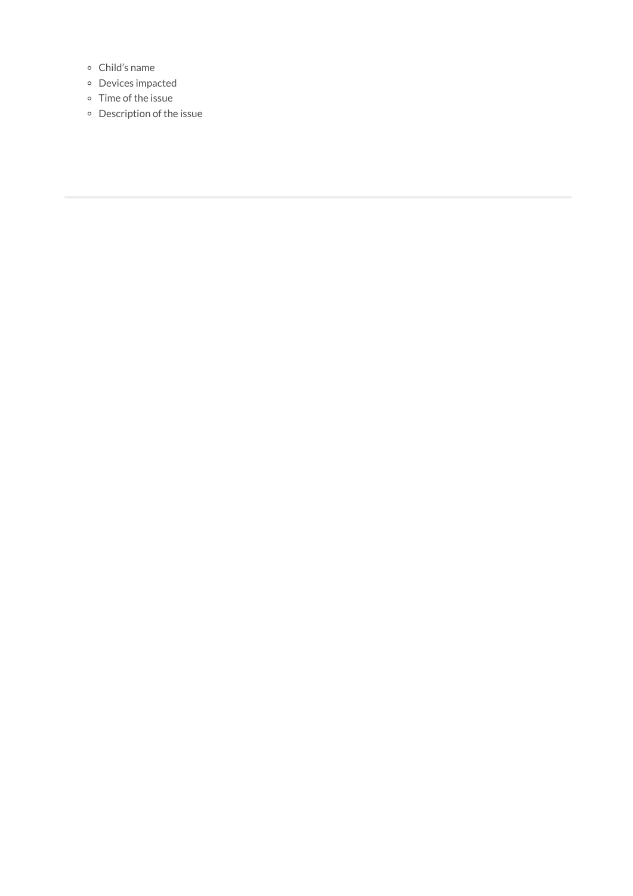- Child's name
- Devices impacted
- Time of the issue
- Description of the issue

---